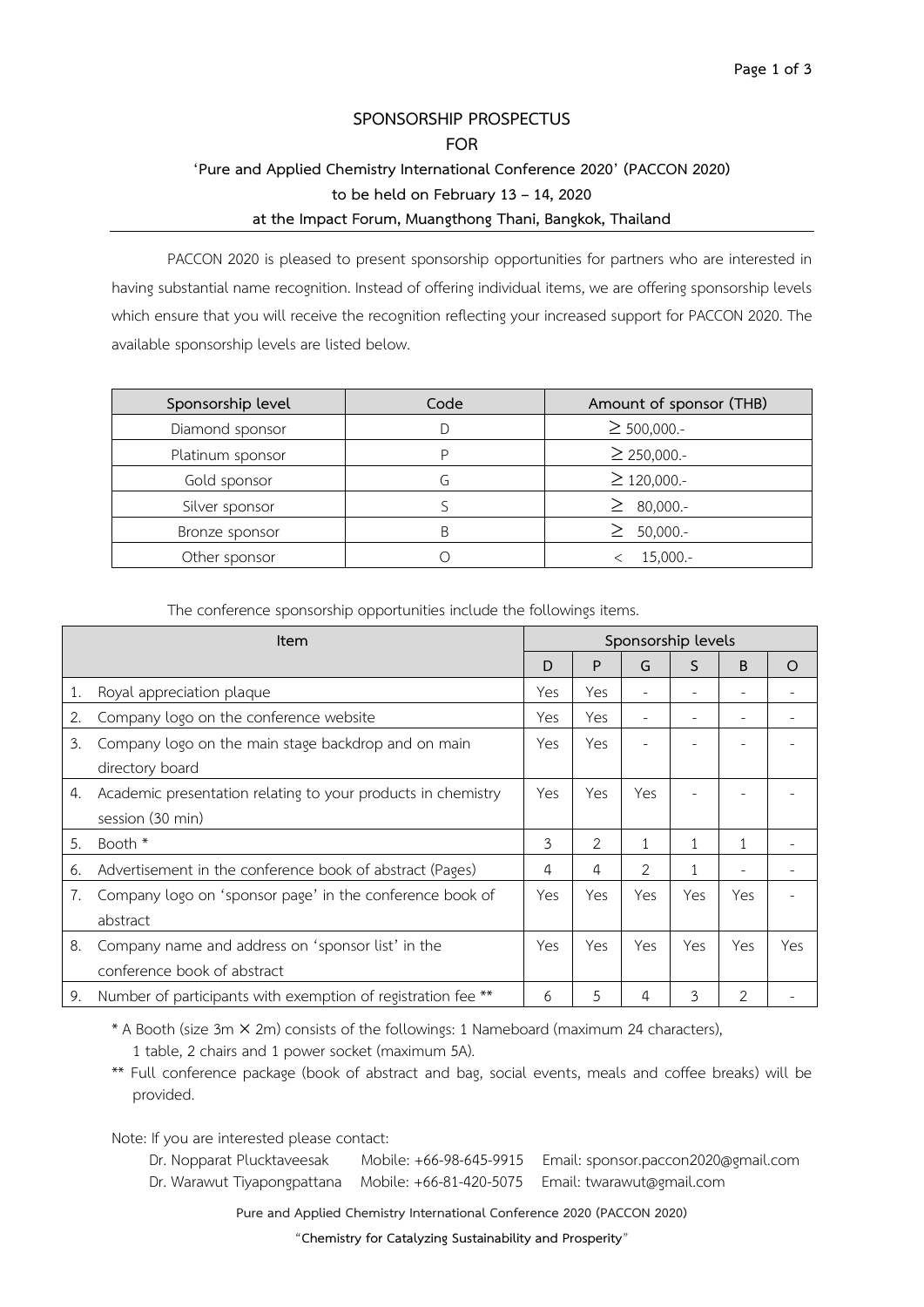# SPONSORSHIP PROSPECTUS
## FOR
## 'Pure and Applied Chemistry International Conference 2020' (PACCON 2020)
## to be held on February 13 – 14, 2020
## at the Impact Forum, Muangthong Thani, Bangkok, Thailand

PACCON 2020 is pleased to present sponsorship opportunities for partners who are interested in having substantial name recognition. Instead of offering individual items, we are offering sponsorship levels which ensure that you will receive the recognition reflecting your increased support for PACCON 2020. The available sponsorship levels are listed below.

| Sponsorship level | Code | Amount of sponsor (THB) |
|---|---|---|
| Diamond sponsor | D | ≥ 500,000.- |
| Platinum sponsor | P | ≥ 250,000.- |
| Gold sponsor | G | ≥ 120,000.- |
| Silver sponsor | S | ≥ 80,000.- |
| Bronze sponsor | B | ≥ 50,000.- |
| Other sponsor | O | < 15,000.- |

The conference sponsorship opportunities include the followings items.

| | Item | Sponsorship levels | | | | | |
|---|---|---|---|---|---|---|---|
| | | D | P | G | S | B | O |
| 1. | Royal appreciation plaque | Yes | Yes | - | - | - | - |
| 2. | Company logo on the conference website | Yes | Yes | - | - | - | - |
| 3. | Company logo on the main stage backdrop and on main directory board | Yes | Yes | - | - | - | - |
| 4. | Academic presentation relating to your products in chemistry session (30 min) | Yes | Yes | Yes | - | - | - |
| 5. | Booth * | 3 | 2 | 1 | 1 | 1 | - |
| 6. | Advertisement in the conference book of abstract (Pages) | 4 | 4 | 2 | 1 | - | - |
| 7. | Company logo on 'sponsor page' in the conference book of abstract | Yes | Yes | Yes | Yes | Yes | - |
| 8. | Company name and address on 'sponsor list' in the conference book of abstract | Yes | Yes | Yes | Yes | Yes | Yes |
| 9. | Number of participants with exemption of registration fee ** | 6 | 5 | 4 | 3 | 2 | - |

\* A Booth (size 3m × 2m) consists of the followings: 1 Nameboard (maximum 24 characters), 1 table, 2 chairs and 1 power socket (maximum 5A).

\*\* Full conference package (book of abstract and bag, social events, meals and coffee breaks) will be provided.

Note: If you are interested please contact:

Dr. Nopparat Plucktaveesak Mobile: +66-98-645-9915 Email: sponsor.paccon2020@gmail.com

Dr. Warawut Tiyapongpattana Mobile: +66-81-420-5075 Email: twarawut@gmail.com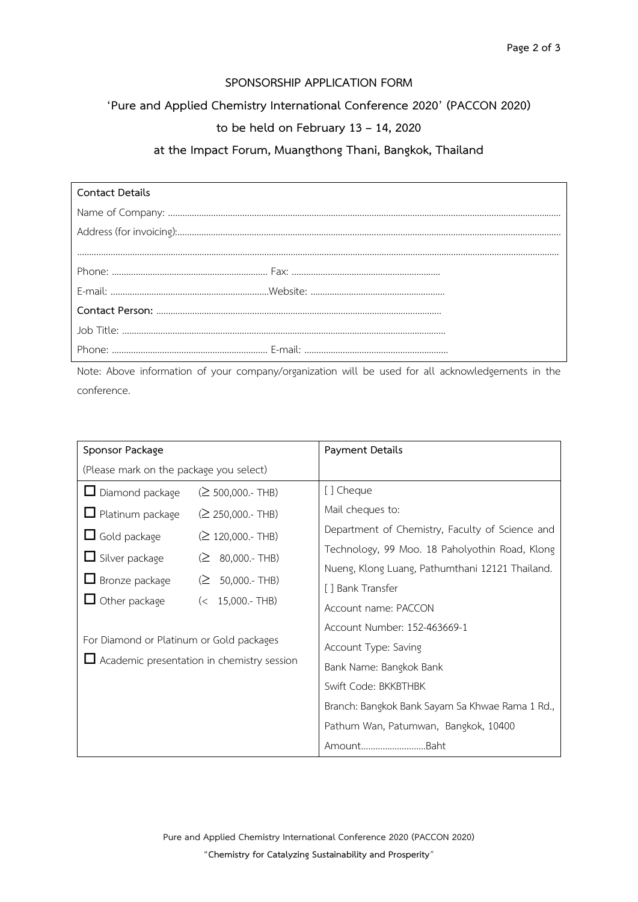## SPONSORSHIP APPLICATION FORM

## 'Pure and Applied Chemistry International Conference 2020' (PACCON 2020)

## to be held on February 13 – 14, 2020

## at the Impact Forum, Muangthong Thani, Bangkok, Thailand

| Contact Details | |
|---|---|
| Name of Company: ................................................................................................................................ | |
| Address (for invoicing):................................................................................................................................ | |
| ................................................................................................................................................................ | |
| Phone: ................................................................ | Fax: ............................................................ |
| E-mail: ................................................................ | Website: ...................................................... |
| **Contact Person:** ...................................................................................................... | |
| Job Title: ...................................................................................................................... | |
| Phone: ................................................................ | E-mail: ........................................................... |

Note: Above information of your company/organization will be used for all acknowledgements in the conference.

| Sponsor Package<br>(Please mark on the package you select) | Payment Details |
|---|---|
| ☐ Diamond package (≥ 500,000.- THB)<br>☐ Platinum package (≥ 250,000.- THB)<br>☐ Gold package (≥ 120,000.- THB)<br>☐ Silver package (≥ 80,000.- THB)<br>☐ Bronze package (≥ 50,000.- THB)<br>☐ Other package (< 15,000.- THB)<br><br>For Diamond or Platinum or Gold packages<br>☐ Academic presentation in chemistry session | [ ] Cheque<br>Mail cheques to:<br>Department of Chemistry, Faculty of Science and Technology, 99 Moo. 18 Paholyothin Road, Klong Nueng, Klong Luang, Pathumthani 12121 Thailand.<br>[ ] Bank Transfer<br>Account name: PACCON<br>Account Number: 152-463669-1<br>Account Type: Saving<br>Bank Name: Bangkok Bank<br>Swift Code: BKKBTHBK<br>Branch: Bangkok Bank Sayam Sa Khwae Rama 1 Rd., Pathum Wan, Patumwan, Bangkok, 10400<br>Amount..........................Baht |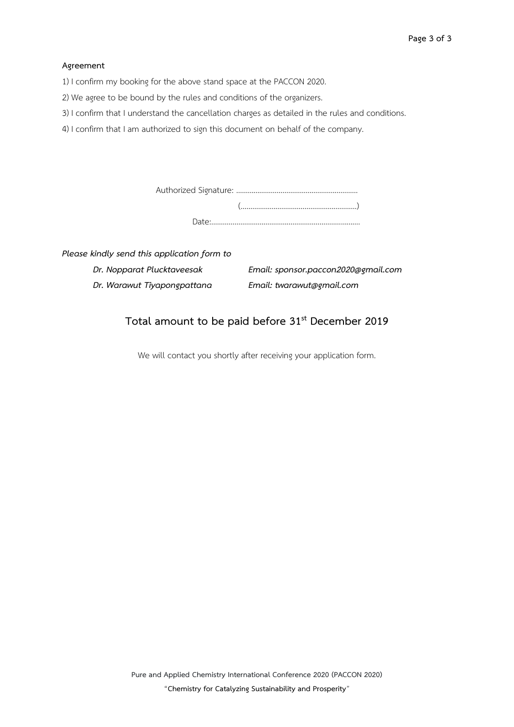**Agreement**

1) I confirm my booking for the above stand space at the PACCON 2020.

2) We agree to be bound by the rules and conditions of the organizers.

3) I confirm that I understand the cancellation charges as detailed in the rules and conditions.

4) I confirm that I am authorized to sign this document on behalf of the company.

Authorized Signature: ..............................................................

(...........................................................)

Date:............................................................................

***Please kindly send this application form to***

| | |
|---|---|
| *Dr. Nopparat Plucktaveesak* | *Email: sponsor.paccon2020@gmail.com* |
| *Dr. Warawut Tiyapongpattana* | *Email: twarawut@gmail.com* |

## Total amount to be paid before 31st December 2019

We will contact you shortly after receiving your application form.